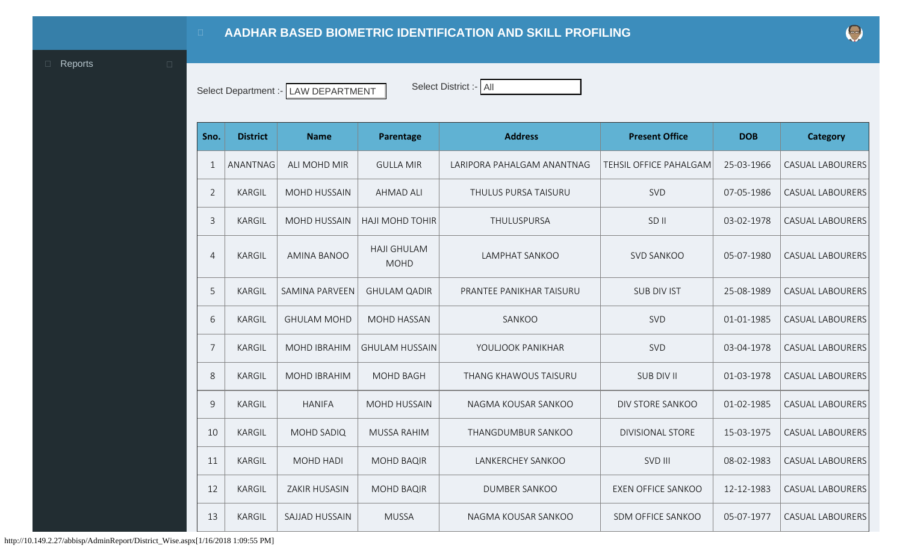# AADHAR BASED BIOMETRIC IDENTIFICATION AND SKILL PROFILING

Reports

Select Department :- LAW DEPARTMENT

Select District :- All

| Sno. | District | Name | Parentage | Address | Present Office | DOB | Category |
|---|---|---|---|---|---|---|---|
| 1 | ANANTNAG | ALI MOHD MIR | GULLA MIR | LARIPORA PAHALGAM ANANTNAG | TEHSIL OFFICE PAHALGAM | 25-03-1966 | CASUAL LABOURERS |
| 2 | KARGIL | MOHD HUSSAIN | AHMAD ALI | THULUS PURSA TAISURU | SVD | 07-05-1986 | CASUAL LABOURERS |
| 3 | KARGIL | MOHD HUSSAIN | HAJI MOHD TOHIR | THULUSPURSA | SD II | 03-02-1978 | CASUAL LABOURERS |
| 4 | KARGIL | AMINA BANOO | HAJI GHULAM MOHD | LAMPHAT SANKOO | SVD SANKOO | 05-07-1980 | CASUAL LABOURERS |
| 5 | KARGIL | SAMINA PARVEEN | GHULAM QADIR | PRANTEE PANIKHAR TAISURU | SUB DIV IST | 25-08-1989 | CASUAL LABOURERS |
| 6 | KARGIL | GHULAM MOHD | MOHD HASSAN | SANKOO | SVD | 01-01-1985 | CASUAL LABOURERS |
| 7 | KARGIL | MOHD IBRAHIM | GHULAM HUSSAIN | YOULJOOK PANIKHAR | SVD | 03-04-1978 | CASUAL LABOURERS |
| 8 | KARGIL | MOHD IBRAHIM | MOHD BAGH | THANG KHAWOUS TAISURU | SUB DIV II | 01-03-1978 | CASUAL LABOURERS |
| 9 | KARGIL | HANIFA | MOHD HUSSAIN | NAGMA KOUSAR SANKOO | DIV STORE SANKOO | 01-02-1985 | CASUAL LABOURERS |
| 10 | KARGIL | MOHD SADIQ | MUSSA RAHIM | THANGDUMBUR SANKOO | DIVISIONAL STORE | 15-03-1975 | CASUAL LABOURERS |
| 11 | KARGIL | MOHD HADI | MOHD BAQIR | LANKERCHEY SANKOO | SVD III | 08-02-1983 | CASUAL LABOURERS |
| 12 | KARGIL | ZAKIR HUSASIN | MOHD BAQIR | DUMBER SANKOO | EXEN OFFICE SANKOO | 12-12-1983 | CASUAL LABOURERS |
| 13 | KARGIL | SAJJAD HUSSAIN | MUSSA | NAGMA KOUSAR SANKOO | SDM OFFICE SANKOO | 05-07-1977 | CASUAL LABOURERS |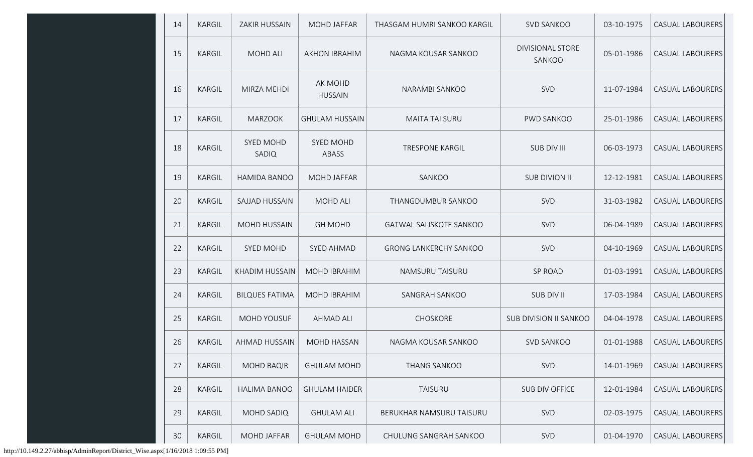| 14 | KARGIL | ZAKIR HUSSAIN | MOHD JAFFAR | THASGAM HUMRI SANKOO KARGIL | SVD SANKOO | 03-10-1975 | CASUAL LABOURERS |
|---|---|---|---|---|---|---|---|
| 15 | KARGIL | MOHD ALI | AKHON IBRAHIM | NAGMA KOUSAR SANKOO | DIVISIONAL STORE SANKOO | 05-01-1986 | CASUAL LABOURERS |
| 16 | KARGIL | MIRZA MEHDI | AK MOHD HUSSAIN | NARAMBI SANKOO | SVD | 11-07-1984 | CASUAL LABOURERS |
| 17 | KARGIL | MARZOOK | GHULAM HUSSAIN | MAITA TAI SURU | PWD SANKOO | 25-01-1986 | CASUAL LABOURERS |
| 18 | KARGIL | SYED MOHD SADIQ | SYED MOHD ABASS | TRESPONE KARGIL | SUB DIV III | 06-03-1973 | CASUAL LABOURERS |
| 19 | KARGIL | HAMIDA BANOO | MOHD JAFFAR | SANKOO | SUB DIVION II | 12-12-1981 | CASUAL LABOURERS |
| 20 | KARGIL | SAJJAD HUSSAIN | MOHD ALI | THANGDUMBUR SANKOO | SVD | 31-03-1982 | CASUAL LABOURERS |
| 21 | KARGIL | MOHD HUSSAIN | GH MOHD | GATWAL SALISKOTE SANKOO | SVD | 06-04-1989 | CASUAL LABOURERS |
| 22 | KARGIL | SYED MOHD | SYED AHMAD | GRONG LANKERCHY SANKOO | SVD | 04-10-1969 | CASUAL LABOURERS |
| 23 | KARGIL | KHADIM HUSSAIN | MOHD IBRAHIM | NAMSURU TAISURU | SP ROAD | 01-03-1991 | CASUAL LABOURERS |
| 24 | KARGIL | BILQUES FATIMA | MOHD IBRAHIM | SANGRAH SANKOO | SUB DIV II | 17-03-1984 | CASUAL LABOURERS |
| 25 | KARGIL | MOHD YOUSUF | AHMAD ALI | CHOSKORE | SUB DIVISION II SANKOO | 04-04-1978 | CASUAL LABOURERS |
| 26 | KARGIL | AHMAD HUSSAIN | MOHD HASSAN | NAGMA KOUSAR SANKOO | SVD SANKOO | 01-01-1988 | CASUAL LABOURERS |
| 27 | KARGIL | MOHD BAQIR | GHULAM MOHD | THANG SANKOO | SVD | 14-01-1969 | CASUAL LABOURERS |
| 28 | KARGIL | HALIMA BANOO | GHULAM HAIDER | TAISURU | SUB DIV OFFICE | 12-01-1984 | CASUAL LABOURERS |
| 29 | KARGIL | MOHD SADIQ | GHULAM ALI | BERUKHAR NAMSURU TAISURU | SVD | 02-03-1975 | CASUAL LABOURERS |
| 30 | KARGIL | MOHD JAFFAR | GHULAM MOHD | CHULUNG SANGRAH SANKOO | SVD | 01-04-1970 | CASUAL LABOURERS |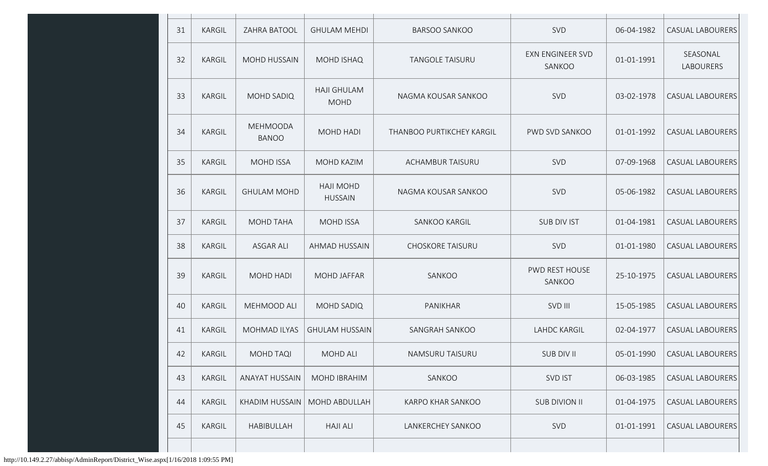| | | | | | | | |
|---|---|---|---|---|---|---|---|
| 31 | KARGIL | ZAHRA BATOOL | GHULAM MEHDI | BARSOO SANKOO | SVD | 06-04-1982 | CASUAL LABOURERS |
| 32 | KARGIL | MOHD HUSSAIN | MOHD ISHAQ | TANGOLE TAISURU | EXN ENGINEER SVD SANKOO | 01-01-1991 | SEASONAL LABOURERS |
| 33 | KARGIL | MOHD SADIQ | HAJI GHULAM MOHD | NAGMA KOUSAR SANKOO | SVD | 03-02-1978 | CASUAL LABOURERS |
| 34 | KARGIL | MEHMOODA BANOO | MOHD HADI | THANBOO PURTIKCHEY KARGIL | PWD SVD SANKOO | 01-01-1992 | CASUAL LABOURERS |
| 35 | KARGIL | MOHD ISSA | MOHD KAZIM | ACHAMBUR TAISURU | SVD | 07-09-1968 | CASUAL LABOURERS |
| 36 | KARGIL | GHULAM MOHD | HAJI MOHD HUSSAIN | NAGMA KOUSAR SANKOO | SVD | 05-06-1982 | CASUAL LABOURERS |
| 37 | KARGIL | MOHD TAHA | MOHD ISSA | SANKOO KARGIL | SUB DIV IST | 01-04-1981 | CASUAL LABOURERS |
| 38 | KARGIL | ASGAR ALI | AHMAD HUSSAIN | CHOSKORE TAISURU | SVD | 01-01-1980 | CASUAL LABOURERS |
| 39 | KARGIL | MOHD HADI | MOHD JAFFAR | SANKOO | PWD REST HOUSE SANKOO | 25-10-1975 | CASUAL LABOURERS |
| 40 | KARGIL | MEHMOOD ALI | MOHD SADIQ | PANIKHAR | SVD III | 15-05-1985 | CASUAL LABOURERS |
| 41 | KARGIL | MOHMAD ILYAS | GHULAM HUSSAIN | SANGRAH SANKOO | LAHDC KARGIL | 02-04-1977 | CASUAL LABOURERS |
| 42 | KARGIL | MOHD TAQI | MOHD ALI | NAMSURU TAISURU | SUB DIV II | 05-01-1990 | CASUAL LABOURERS |
| 43 | KARGIL | ANAYAT HUSSAIN | MOHD IBRAHIM | SANKOO | SVD IST | 06-03-1985 | CASUAL LABOURERS |
| 44 | KARGIL | KHADIM HUSSAIN | MOHD ABDULLAH | KARPO KHAR SANKOO | SUB DIVION II | 01-04-1975 | CASUAL LABOURERS |
| 45 | KARGIL | HABIBULLAH | HAJI ALI | LANKERCHEY SANKOO | SVD | 01-01-1991 | CASUAL LABOURERS |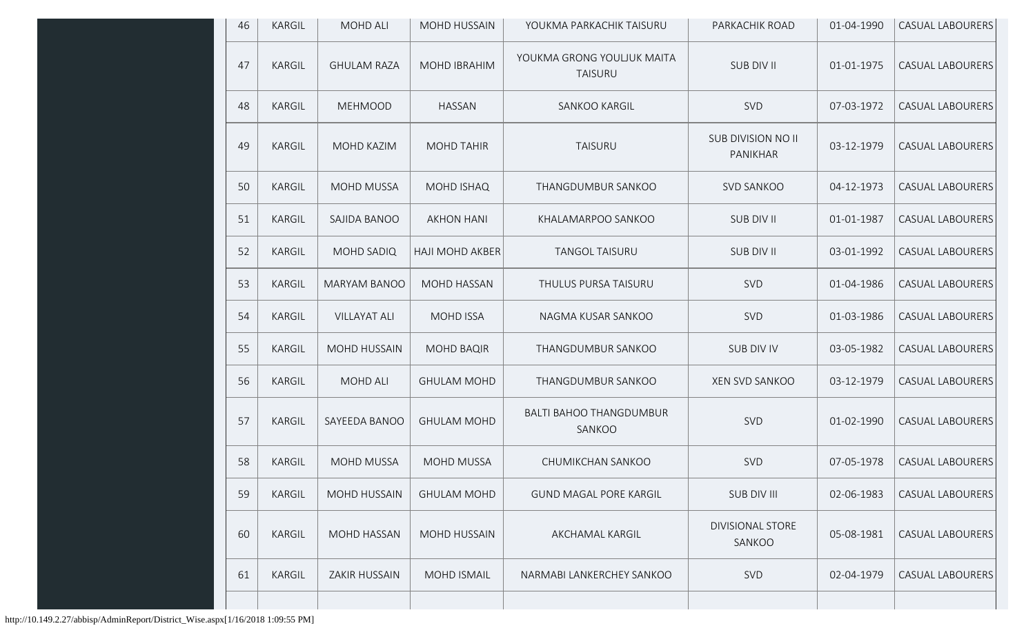| 46 | KARGIL | MOHD ALI | MOHD HUSSAIN | YOUKMA PARKACHIK TAISURU | PARKACHIK ROAD | 01-04-1990 | CASUAL LABOURERS |
|---|---|---|---|---|---|---|---|
| 47 | KARGIL | GHULAM RAZA | MOHD IBRAHIM | YOUKMA GRONG YOULJUK MAITA TAISURU | SUB DIV II | 01-01-1975 | CASUAL LABOURERS |
| 48 | KARGIL | MEHMOOD | HASSAN | SANKOO KARGIL | SVD | 07-03-1972 | CASUAL LABOURERS |
| 49 | KARGIL | MOHD KAZIM | MOHD TAHIR | TAISURU | SUB DIVISION NO II PANIKHAR | 03-12-1979 | CASUAL LABOURERS |
| 50 | KARGIL | MOHD MUSSA | MOHD ISHAQ | THANGDUMBUR SANKOO | SVD SANKOO | 04-12-1973 | CASUAL LABOURERS |
| 51 | KARGIL | SAJIDA BANOO | AKHON HANI | KHALAMARPOO SANKOO | SUB DIV II | 01-01-1987 | CASUAL LABOURERS |
| 52 | KARGIL | MOHD SADIQ | HAJI MOHD AKBER | TANGOL TAISURU | SUB DIV II | 03-01-1992 | CASUAL LABOURERS |
| 53 | KARGIL | MARYAM BANOO | MOHD HASSAN | THULUS PURSA TAISURU | SVD | 01-04-1986 | CASUAL LABOURERS |
| 54 | KARGIL | VILLAYAT ALI | MOHD ISSA | NAGMA KUSAR SANKOO | SVD | 01-03-1986 | CASUAL LABOURERS |
| 55 | KARGIL | MOHD HUSSAIN | MOHD BAQIR | THANGDUMBUR SANKOO | SUB DIV IV | 03-05-1982 | CASUAL LABOURERS |
| 56 | KARGIL | MOHD ALI | GHULAM MOHD | THANGDUMBUR SANKOO | XEN SVD SANKOO | 03-12-1979 | CASUAL LABOURERS |
| 57 | KARGIL | SAYEEDA BANOO | GHULAM MOHD | BALTI BAHOO THANGDUMBUR SANKOO | SVD | 01-02-1990 | CASUAL LABOURERS |
| 58 | KARGIL | MOHD MUSSA | MOHD MUSSA | CHUMIKCHAN SANKOO | SVD | 07-05-1978 | CASUAL LABOURERS |
| 59 | KARGIL | MOHD HUSSAIN | GHULAM MOHD | GUND MAGAL PORE KARGIL | SUB DIV III | 02-06-1983 | CASUAL LABOURERS |
| 60 | KARGIL | MOHD HASSAN | MOHD HUSSAIN | AKCHAMAL KARGIL | DIVISIONAL STORE SANKOO | 05-08-1981 | CASUAL LABOURERS |
| 61 | KARGIL | ZAKIR HUSSAIN | MOHD ISMAIL | NARMABI LANKERCHEY SANKOO | SVD | 02-04-1979 | CASUAL LABOURERS |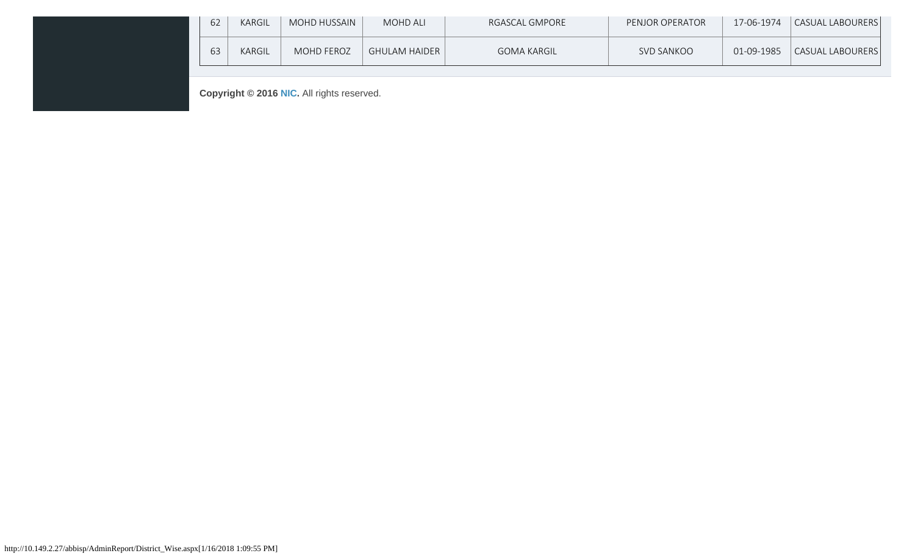| | | | | | | | |
|---|---|---|---|---|---|---|---|
| 62 | KARGIL | MOHD HUSSAIN | MOHD ALI | RGASCAL GMPORE | PENJOR OPERATOR | 17-06-1974 | CASUAL LABOURERS |
| 63 | KARGIL | MOHD FEROZ | GHULAM HAIDER | GOMA KARGIL | SVD SANKOO | 01-09-1985 | CASUAL LABOURERS |

**Copyright © 2016 NIC.** All rights reserved.